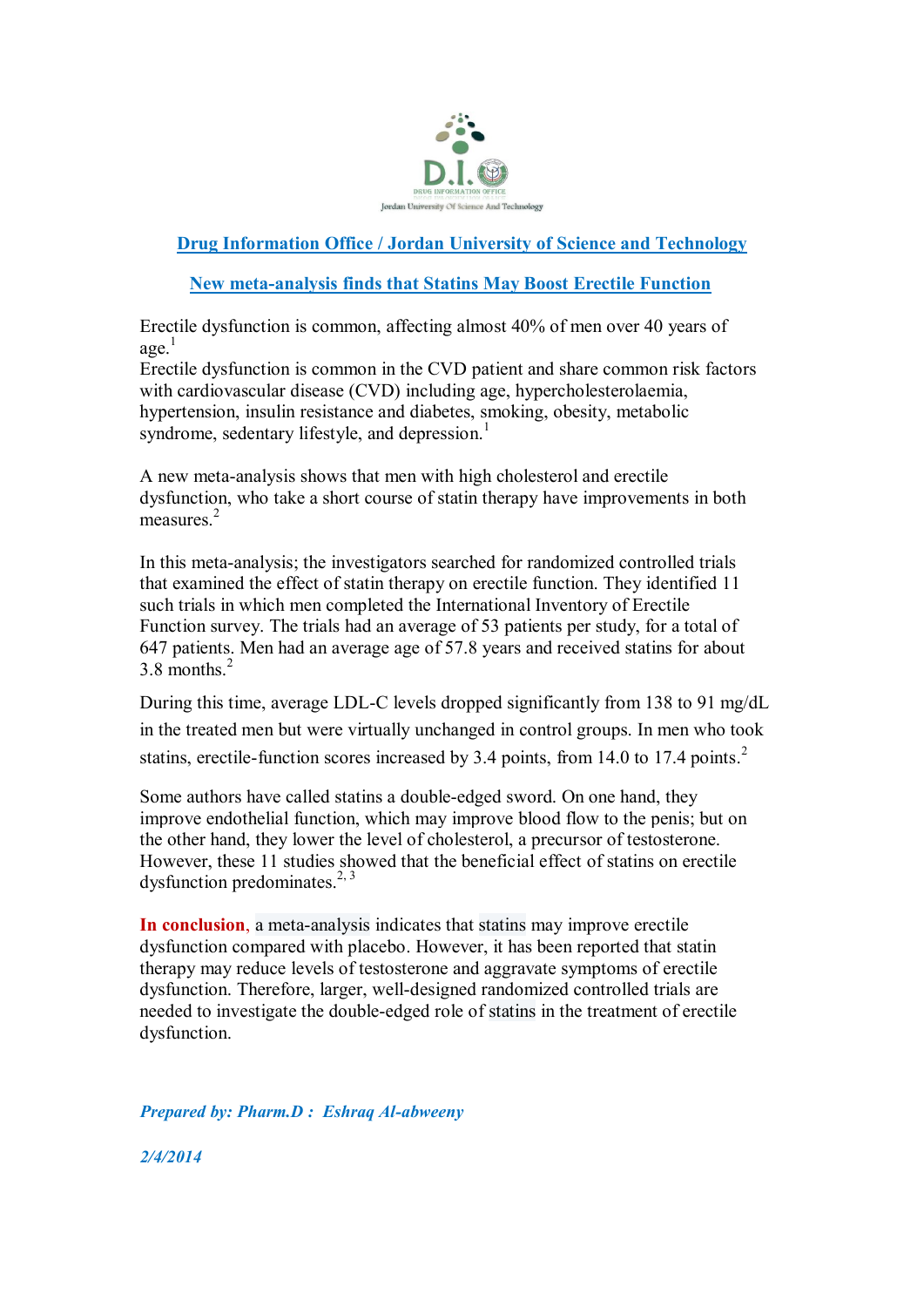## Drug Information Office / Jordan University of Science and Technology

## New meta-analysis finds that Statins May Boost Erectile Function

Erectile dysfunction is common, affecting almost 40% of men over 40 years of age.[1]

Erectile dysfunction is common in the CVD patient and share common risk factors with cardiovascular disease (CVD) including age, hypercholesterolaemia, hypertension, insulin resistance and diabetes, smoking, obesity, metabolic syndrome, sedentary lifestyle, and depression.[1]

A new meta-analysis shows that men with high cholesterol and erectile dysfunction, who take a short course of statin therapy have improvements in both measures.[2]

In this meta-analysis; the investigators searched for randomized controlled trials that examined the effect of statin therapy on erectile function. They identified 11 such trials in which men completed the International Inventory of Erectile Function survey. The trials had an average of 53 patients per study, for a total of 647 patients. Men had an average age of 57.8 years and received statins for about 3.8 months.[2]

During this time, average LDL-C levels dropped significantly from 138 to 91 mg/dL in the treated men but were virtually unchanged in control groups. In men who took statins, erectile-function scores increased by 3.4 points, from 14.0 to 17.4 points.[2]

Some authors have called statins a double-edged sword. On one hand, they improve endothelial function, which may improve blood flow to the penis; but on the other hand, they lower the level of cholesterol, a precursor of testosterone. However, these 11 studies showed that the beneficial effect of statins on erectile dysfunction predominates.[2, 3]

**In conclusion**, a meta-analysis indicates that statins may improve erectile dysfunction compared with placebo. However, it has been reported that statin therapy may reduce levels of testosterone and aggravate symptoms of erectile dysfunction. Therefore, larger, well-designed randomized controlled trials are needed to investigate the double-edged role of statins in the treatment of erectile dysfunction.

***Prepared by: Pharm.D : Eshraq Al-abweeny***

***2/4/2014***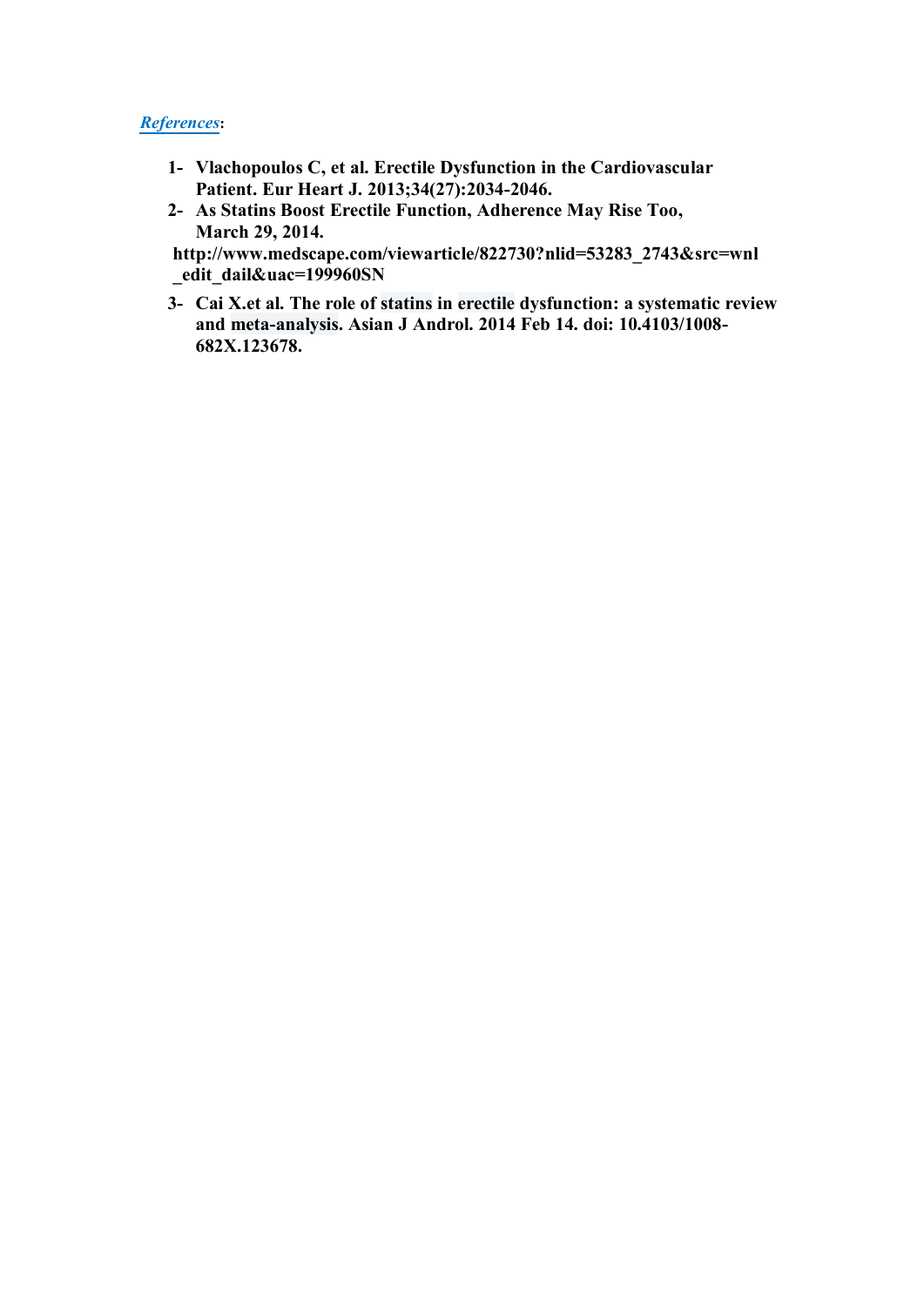***References***:

1- **Vlachopoulos C, et al. Erectile Dysfunction in the Cardiovascular Patient. Eur Heart J. 2013;34(27):2034-2046.**

2- **As Statins Boost Erectile Function, Adherence May Rise Too, March 29, 2014.**

**http://www.medscape.com/viewarticle/822730?nlid=53283_2743&src=wnl_edit_dail&uac=199960SN**

3- **Cai X.et al. The role of statins in erectile dysfunction: a systematic review and meta-analysis. Asian J Androl. 2014 Feb 14. doi: 10.4103/1008-682X.123678.**